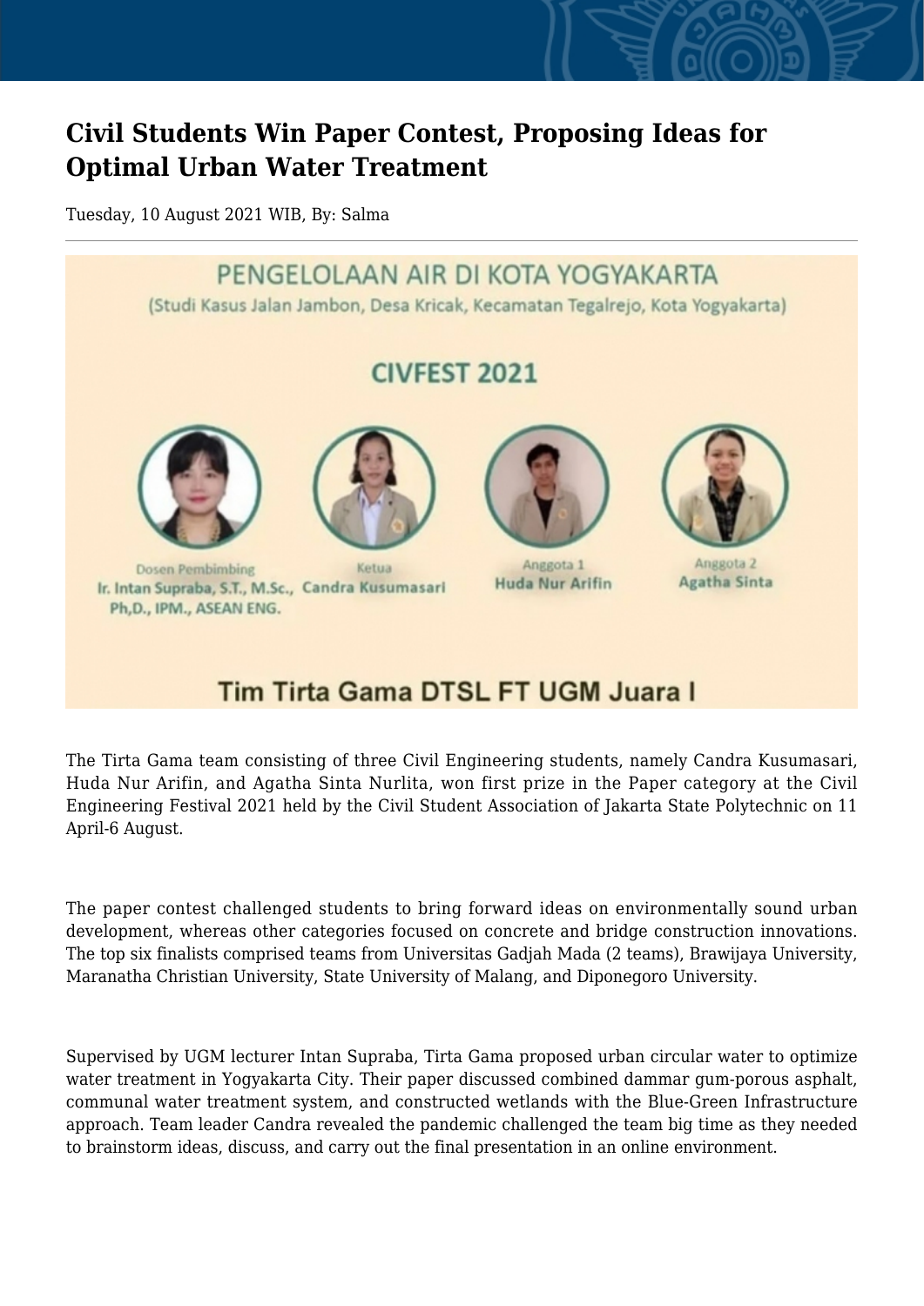# Civil Students Win Paper Contest, Proposing Ideas for Optimal Urban Water Treatment

Tuesday, 10 August 2021 WIB, By: Salma

PENGELOLAAN AIR DI KOTA YOGYAKARTA

(Studi Kasus Jalan Jambon, Desa Kricak, Kecamatan Tegalrejo, Kota Yogyakarta)

CIVFEST 2021

Dosen Pembimbing
Ir. Intan Supraba, S.T., M.Sc., Ph,D., IPM., ASEAN ENG.

Ketua
Candra Kusumasari

Anggota 1
Huda Nur Arifin

Anggota 2
Agatha Sinta

Tim Tirta Gama DTSL FT UGM Juara I

The Tirta Gama team consisting of three Civil Engineering students, namely Candra Kusumasari, Huda Nur Arifin, and Agatha Sinta Nurlita, won first prize in the Paper category at the Civil Engineering Festival 2021 held by the Civil Student Association of Jakarta State Polytechnic on 11 April-6 August.

The paper contest challenged students to bring forward ideas on environmentally sound urban development, whereas other categories focused on concrete and bridge construction innovations. The top six finalists comprised teams from Universitas Gadjah Mada (2 teams), Brawijaya University, Maranatha Christian University, State University of Malang, and Diponegoro University.

Supervised by UGM lecturer Intan Supraba, Tirta Gama proposed urban circular water to optimize water treatment in Yogyakarta City. Their paper discussed combined dammar gum-porous asphalt, communal water treatment system, and constructed wetlands with the Blue-Green Infrastructure approach. Team leader Candra revealed the pandemic challenged the team big time as they needed to brainstorm ideas, discuss, and carry out the final presentation in an online environment.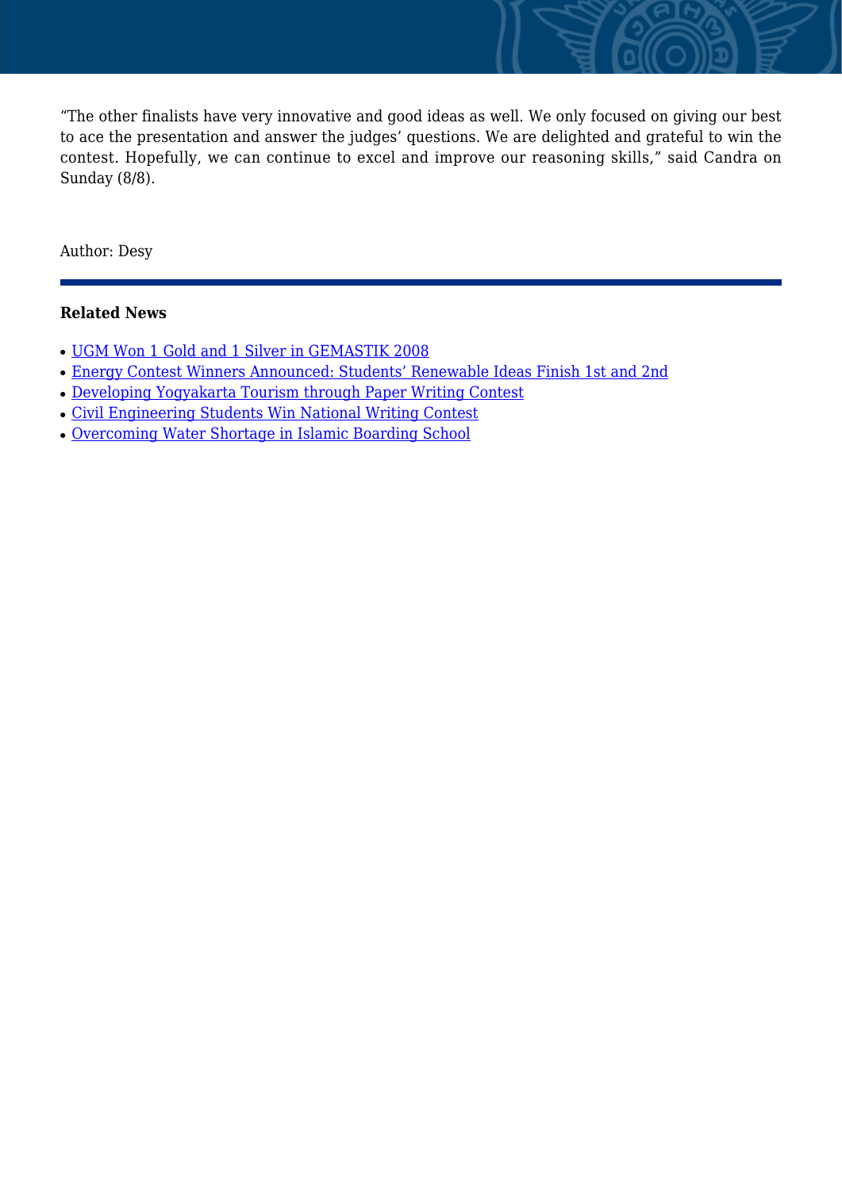"The other finalists have very innovative and good ideas as well. We only focused on giving our best to ace the presentation and answer the judges' questions. We are delighted and grateful to win the contest. Hopefully, we can continue to excel and improve our reasoning skills," said Candra on Sunday (8/8).

Author: Desy

---

**Related News**

- UGM Won 1 Gold and 1 Silver in GEMASTIK 2008
- Energy Contest Winners Announced: Students' Renewable Ideas Finish 1st and 2nd
- Developing Yogyakarta Tourism through Paper Writing Contest
- Civil Engineering Students Win National Writing Contest
- Overcoming Water Shortage in Islamic Boarding School